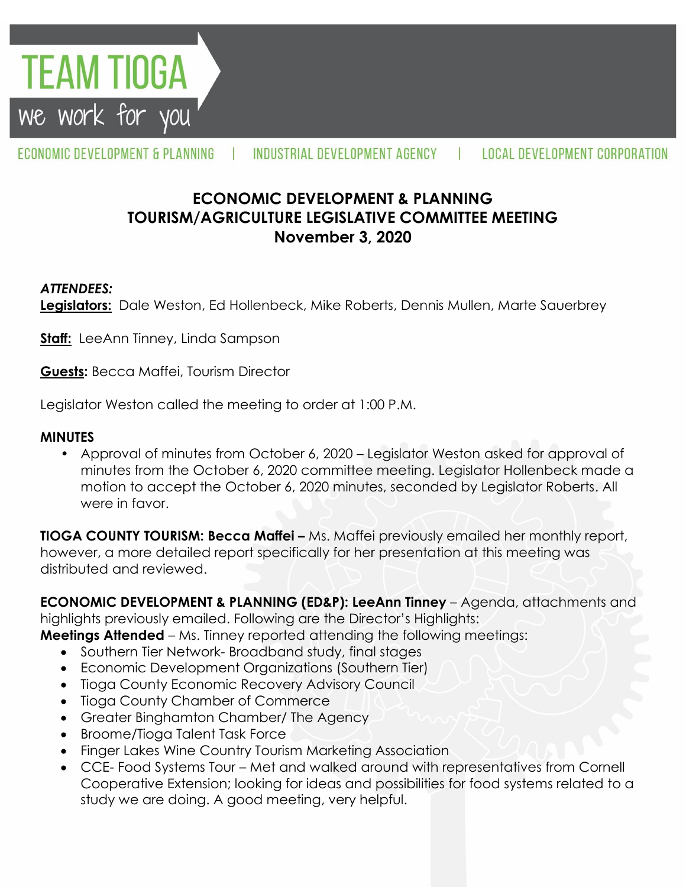TEAM TIOGA

we work for you

ECONOMIC DEVELOPMENT & PLANNING | INDUSTRIAL DEVELOPMENT AGENCY | LOCAL DEVELOPMENT CORPORATION

# ECONOMIC DEVELOPMENT & PLANNING TOURISM/AGRICULTURE LEGISLATIVE COMMITTEE MEETING November 3, 2020

***ATTENDEES:***

**Legislators:** Dale Weston, Ed Hollenbeck, Mike Roberts, Dennis Mullen, Marte Sauerbrey

**Staff:** LeeAnn Tinney, Linda Sampson

**Guests:** Becca Maffei, Tourism Director

Legislator Weston called the meeting to order at 1:00 P.M.

**MINUTES**

- Approval of minutes from October 6, 2020 – Legislator Weston asked for approval of minutes from the October 6, 2020 committee meeting. Legislator Hollenbeck made a motion to accept the October 6, 2020 minutes, seconded by Legislator Roberts. All were in favor.

**TIOGA COUNTY TOURISM: Becca Maffei –** Ms. Maffei previously emailed her monthly report, however, a more detailed report specifically for her presentation at this meeting was distributed and reviewed.

**ECONOMIC DEVELOPMENT & PLANNING (ED&P): LeeAnn Tinney** – Agenda, attachments and highlights previously emailed. Following are the Director's Highlights:

**Meetings Attended** – Ms. Tinney reported attending the following meetings:

- Southern Tier Network- Broadband study, final stages
- Economic Development Organizations (Southern Tier)
- Tioga County Economic Recovery Advisory Council
- Tioga County Chamber of Commerce
- Greater Binghamton Chamber/ The Agency
- Broome/Tioga Talent Task Force
- Finger Lakes Wine Country Tourism Marketing Association
- CCE- Food Systems Tour – Met and walked around with representatives from Cornell Cooperative Extension; looking for ideas and possibilities for food systems related to a study we are doing. A good meeting, very helpful.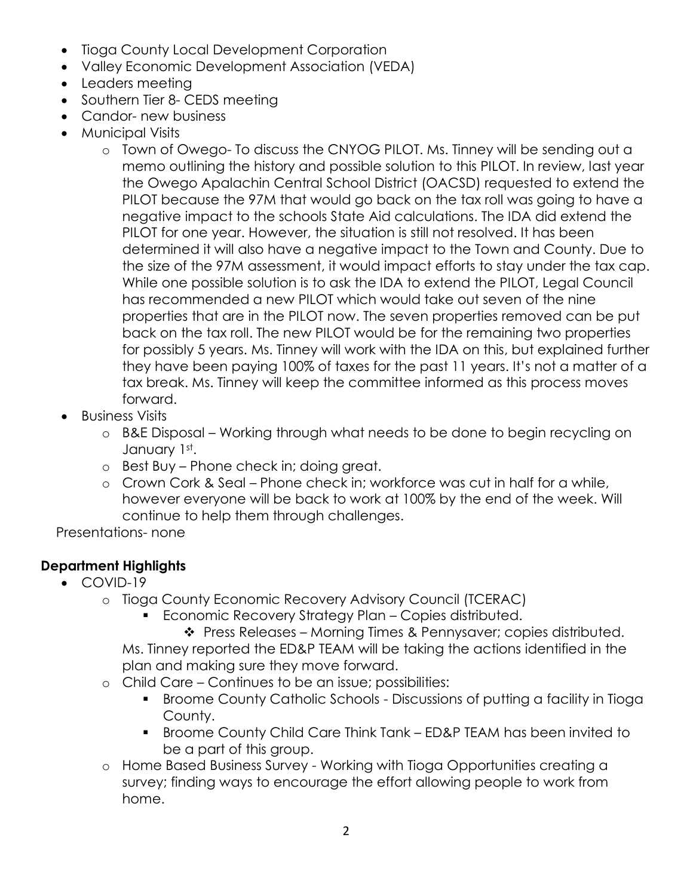- Tioga County Local Development Corporation
- Valley Economic Development Association (VEDA)
- Leaders meeting
- Southern Tier 8- CEDS meeting
- Candor- new business
- Municipal Visits
    - Town of Owego- To discuss the CNYOG PILOT. Ms. Tinney will be sending out a memo outlining the history and possible solution to this PILOT. In review, last year the Owego Apalachin Central School District (OACSD) requested to extend the PILOT because the 97M that would go back on the tax roll was going to have a negative impact to the schools State Aid calculations. The IDA did extend the PILOT for one year. However, the situation is still not resolved. It has been determined it will also have a negative impact to the Town and County. Due to the size of the 97M assessment, it would impact efforts to stay under the tax cap. While one possible solution is to ask the IDA to extend the PILOT, Legal Council has recommended a new PILOT which would take out seven of the nine properties that are in the PILOT now. The seven properties removed can be put back on the tax roll. The new PILOT would be for the remaining two properties for possibly 5 years. Ms. Tinney will work with the IDA on this, but explained further they have been paying 100% of taxes for the past 11 years. It's not a matter of a tax break. Ms. Tinney will keep the committee informed as this process moves forward.
- Business Visits
    - B&E Disposal – Working through what needs to be done to begin recycling on January 1st.
    - Best Buy – Phone check in; doing great.
    - Crown Cork & Seal – Phone check in; workforce was cut in half for a while, however everyone will be back to work at 100% by the end of the week. Will continue to help them through challenges.

Presentations- none

**Department Highlights**

- COVID-19
    - Tioga County Economic Recovery Advisory Council (TCERAC)
        - Economic Recovery Strategy Plan – Copies distributed.
            - Press Releases – Morning Times & Pennysaver; copies distributed.

      Ms. Tinney reported the ED&P TEAM will be taking the actions identified in the plan and making sure they move forward.
    - Child Care – Continues to be an issue; possibilities:
        - Broome County Catholic Schools - Discussions of putting a facility in Tioga County.
        - Broome County Child Care Think Tank – ED&P TEAM has been invited to be a part of this group.
    - Home Based Business Survey - Working with Tioga Opportunities creating a survey; finding ways to encourage the effort allowing people to work from home.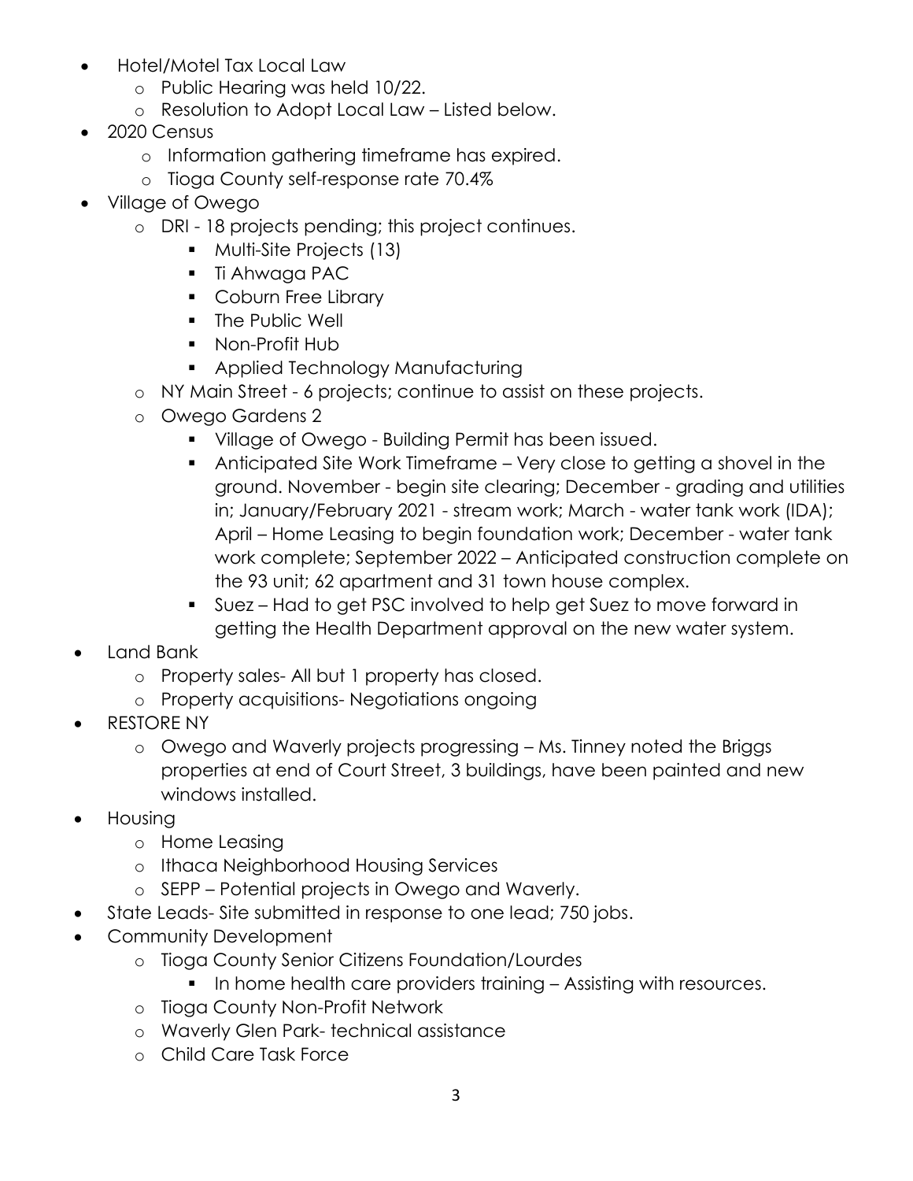- Hotel/Motel Tax Local Law
  - Public Hearing was held 10/22.
  - Resolution to Adopt Local Law – Listed below.
- 2020 Census
  - Information gathering timeframe has expired.
  - Tioga County self-response rate 70.4%
- Village of Owego
  - DRI - 18 projects pending; this project continues.
    - Multi-Site Projects (13)
    - Ti Ahwaga PAC
    - Coburn Free Library
    - The Public Well
    - Non-Profit Hub
    - Applied Technology Manufacturing
  - NY Main Street - 6 projects; continue to assist on these projects.
  - Owego Gardens 2
    - Village of Owego - Building Permit has been issued.
    - Anticipated Site Work Timeframe – Very close to getting a shovel in the ground. November - begin site clearing; December - grading and utilities in; January/February 2021 - stream work; March - water tank work (IDA); April – Home Leasing to begin foundation work; December - water tank work complete; September 2022 – Anticipated construction complete on the 93 unit; 62 apartment and 31 town house complex.
    - Suez – Had to get PSC involved to help get Suez to move forward in getting the Health Department approval on the new water system.
- Land Bank
  - Property sales- All but 1 property has closed.
  - Property acquisitions- Negotiations ongoing
- RESTORE NY
  - Owego and Waverly projects progressing – Ms. Tinney noted the Briggs properties at end of Court Street, 3 buildings, have been painted and new windows installed.
- Housing
  - Home Leasing
  - Ithaca Neighborhood Housing Services
  - SEPP – Potential projects in Owego and Waverly.
- State Leads- Site submitted in response to one lead; 750 jobs.
- Community Development
  - Tioga County Senior Citizens Foundation/Lourdes
    - In home health care providers training – Assisting with resources.
  - Tioga County Non-Profit Network
  - Waverly Glen Park- technical assistance
  - Child Care Task Force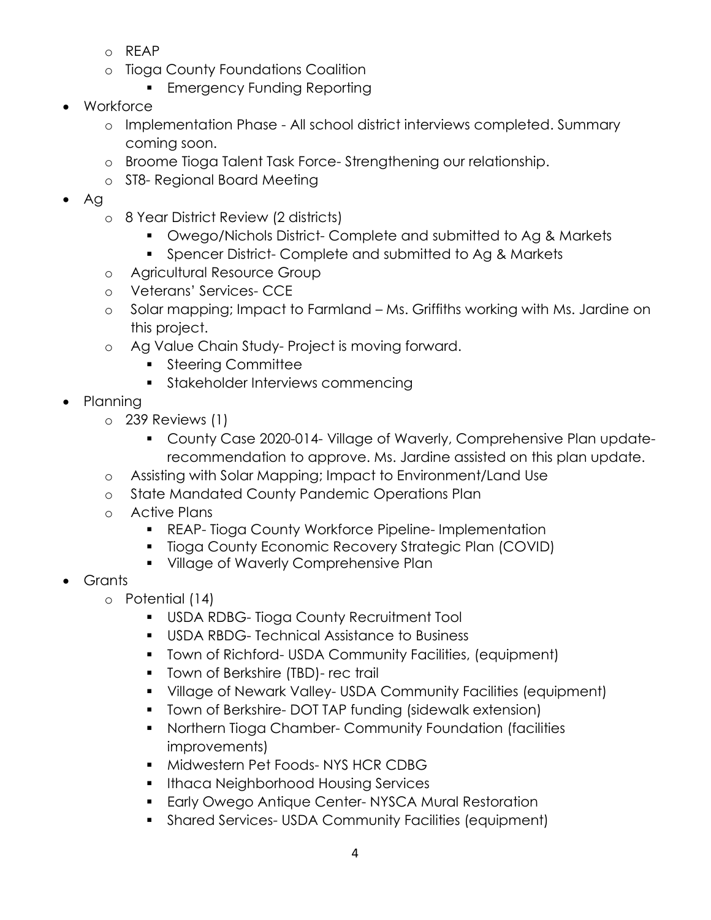- REAP
  - Tioga County Foundations Coalition
    - Emergency Funding Reporting
- Workforce
  - Implementation Phase - All school district interviews completed. Summary coming soon.
  - Broome Tioga Talent Task Force- Strengthening our relationship.
  - ST8- Regional Board Meeting
- Ag
  - 8 Year District Review (2 districts)
    - Owego/Nichols District- Complete and submitted to Ag & Markets
    - Spencer District- Complete and submitted to Ag & Markets
  - Agricultural Resource Group
  - Veterans' Services- CCE
  - Solar mapping; Impact to Farmland – Ms. Griffiths working with Ms. Jardine on this project.
  - Ag Value Chain Study- Project is moving forward.
    - Steering Committee
    - Stakeholder Interviews commencing
- Planning
  - 239 Reviews (1)
    - County Case 2020-014- Village of Waverly, Comprehensive Plan update- recommendation to approve. Ms. Jardine assisted on this plan update.
  - Assisting with Solar Mapping; Impact to Environment/Land Use
  - State Mandated County Pandemic Operations Plan
  - Active Plans
    - REAP- Tioga County Workforce Pipeline- Implementation
    - Tioga County Economic Recovery Strategic Plan (COVID)
    - Village of Waverly Comprehensive Plan
- Grants
  - Potential (14)
    - USDA RDBG- Tioga County Recruitment Tool
    - USDA RBDG- Technical Assistance to Business
    - Town of Richford- USDA Community Facilities, (equipment)
    - Town of Berkshire (TBD)- rec trail
    - Village of Newark Valley- USDA Community Facilities (equipment)
    - Town of Berkshire- DOT TAP funding (sidewalk extension)
    - Northern Tioga Chamber- Community Foundation (facilities improvements)
    - Midwestern Pet Foods- NYS HCR CDBG
    - Ithaca Neighborhood Housing Services
    - Early Owego Antique Center- NYSCA Mural Restoration
    - Shared Services- USDA Community Facilities (equipment)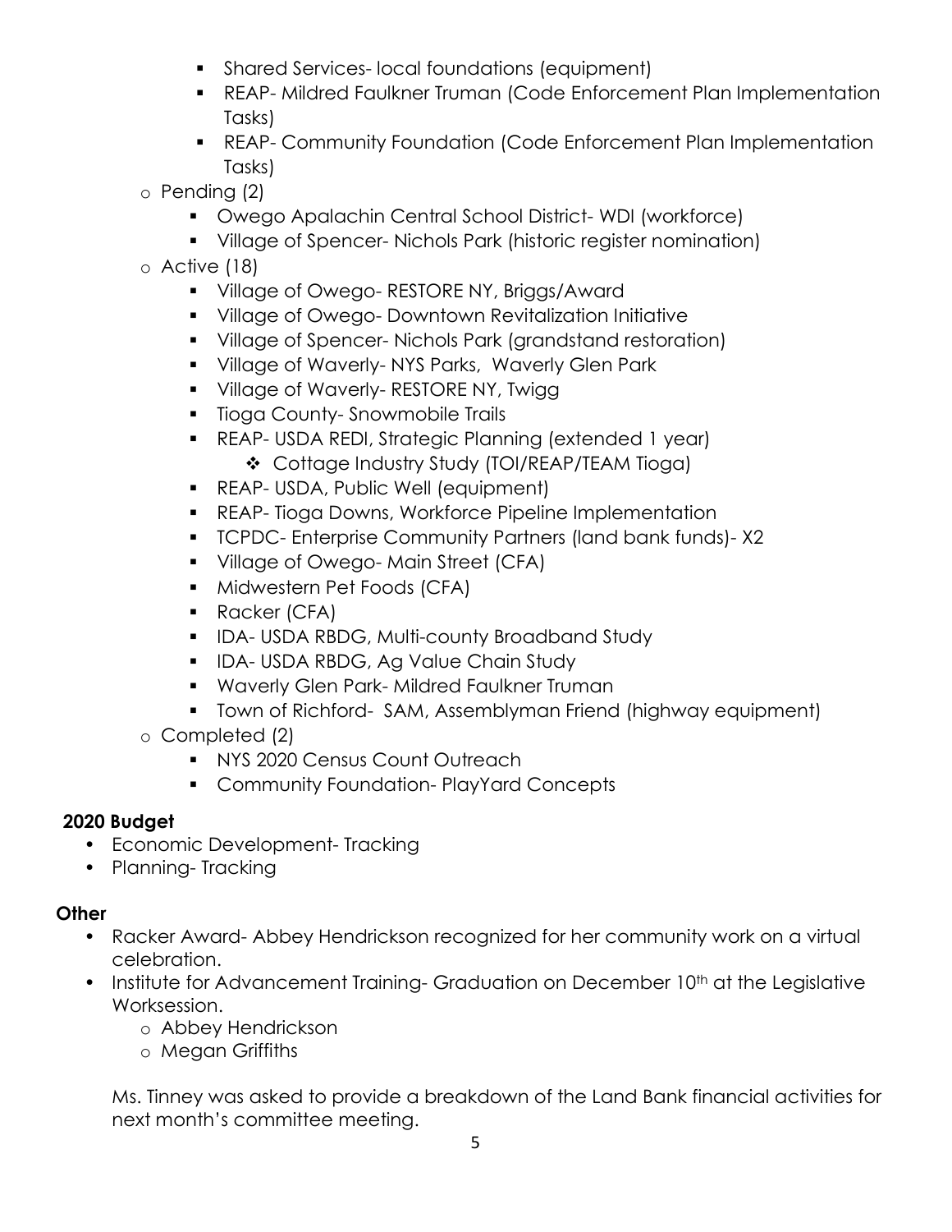- Shared Services- local foundations (equipment)
        - REAP- Mildred Faulkner Truman (Code Enforcement Plan Implementation Tasks)
        - REAP- Community Foundation (Code Enforcement Plan Implementation Tasks)
    - Pending (2)
        - Owego Apalachin Central School District- WDI (workforce)
        - Village of Spencer- Nichols Park (historic register nomination)
    - Active (18)
        - Village of Owego- RESTORE NY, Briggs/Award
        - Village of Owego- Downtown Revitalization Initiative
        - Village of Spencer- Nichols Park (grandstand restoration)
        - Village of Waverly- NYS Parks, Waverly Glen Park
        - Village of Waverly- RESTORE NY, Twigg
        - Tioga County- Snowmobile Trails
        - REAP- USDA REDI, Strategic Planning (extended 1 year)
            - Cottage Industry Study (TOI/REAP/TEAM Tioga)
        - REAP- USDA, Public Well (equipment)
        - REAP- Tioga Downs, Workforce Pipeline Implementation
        - TCPDC- Enterprise Community Partners (land bank funds)- X2
        - Village of Owego- Main Street (CFA)
        - Midwestern Pet Foods (CFA)
        - Racker (CFA)
        - IDA- USDA RBDG, Multi-county Broadband Study
        - IDA- USDA RBDG, Ag Value Chain Study
        - Waverly Glen Park- Mildred Faulkner Truman
        - Town of Richford- SAM, Assemblyman Friend (highway equipment)
    - Completed (2)
        - NYS 2020 Census Count Outreach
        - Community Foundation- PlayYard Concepts

**2020 Budget**

- Economic Development- Tracking
- Planning- Tracking

**Other**

- Racker Award- Abbey Hendrickson recognized for her community work on a virtual celebration.
- Institute for Advancement Training- Graduation on December 10th at the Legislative Worksession.
    - Abbey Hendrickson
    - Megan Griffiths

Ms. Tinney was asked to provide a breakdown of the Land Bank financial activities for next month's committee meeting.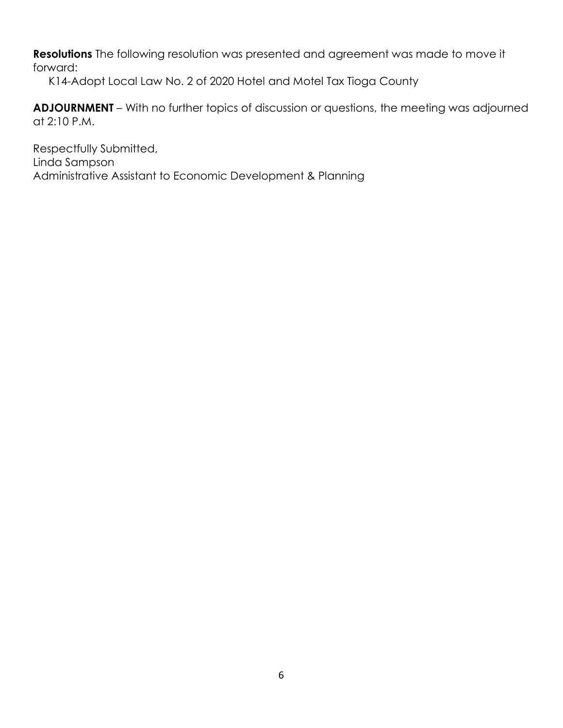**Resolutions** The following resolution was presented and agreement was made to move it forward:

K14-Adopt Local Law No. 2 of 2020 Hotel and Motel Tax Tioga County

**ADJOURNMENT** – With no further topics of discussion or questions, the meeting was adjourned at 2:10 P.M.

Respectfully Submitted,
Linda Sampson
Administrative Assistant to Economic Development & Planning